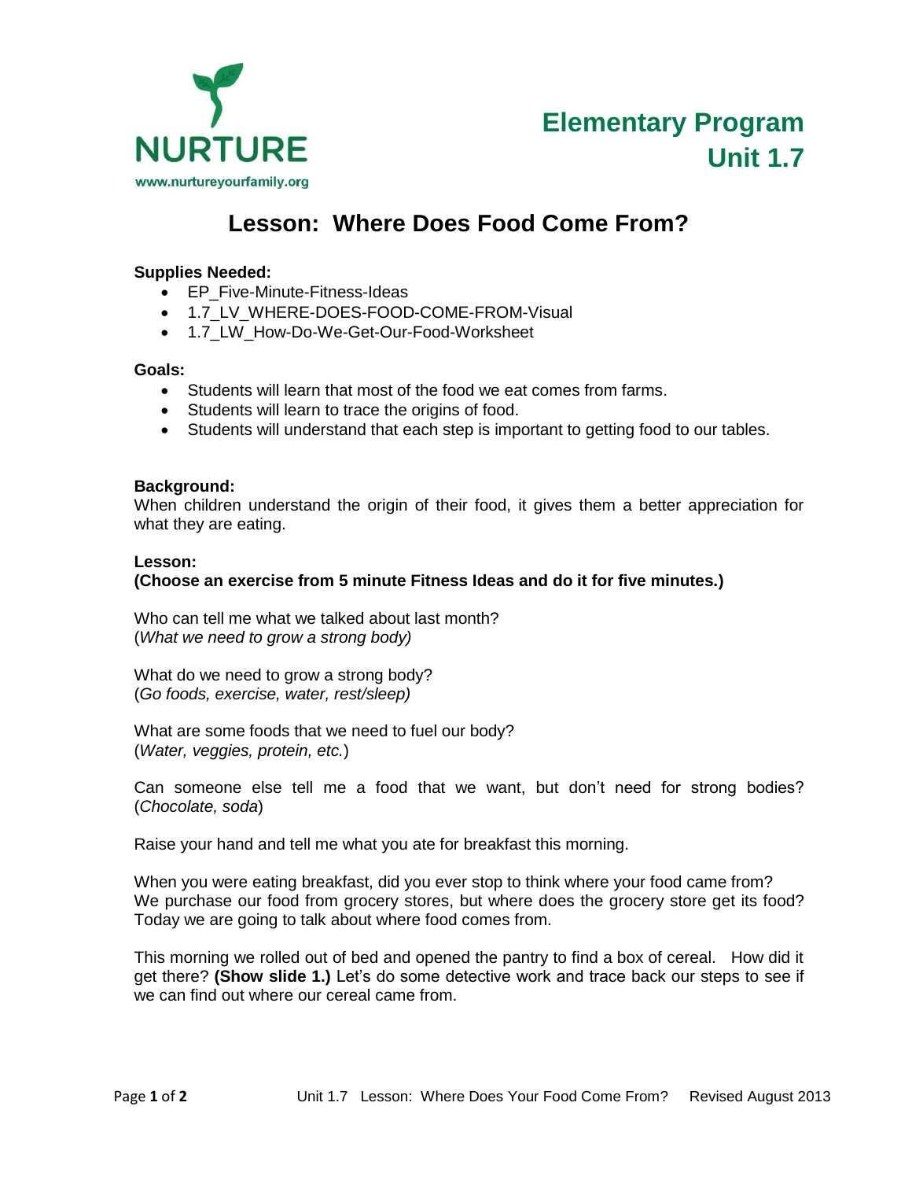NURTURE

www.nurtureyourfamily.org

# Elementary Program
# Unit 1.7

## Lesson: Where Does Food Come From?

**Supplies Needed:**

- EP_Five-Minute-Fitness-Ideas
- 1.7_LV_WHERE-DOES-FOOD-COME-FROM-Visual
- 1.7_LW_How-Do-We-Get-Our-Food-Worksheet

**Goals:**

- Students will learn that most of the food we eat comes from farms.
- Students will learn to trace the origins of food.
- Students will understand that each step is important to getting food to our tables.

**Background:**

When children understand the origin of their food, it gives them a better appreciation for what they are eating.

**Lesson:**

**(Choose an exercise from 5 minute Fitness Ideas and do it for five minutes.)**

Who can tell me what we talked about last month?
(*What we need to grow a strong body)*

What do we need to grow a strong body?
(*Go foods, exercise, water, rest/sleep)*

What are some foods that we need to fuel our body?
(*Water, veggies, protein, etc.*)

Can someone else tell me a food that we want, but don't need for strong bodies? (*Chocolate, soda*)

Raise your hand and tell me what you ate for breakfast this morning.

When you were eating breakfast, did you ever stop to think where your food came from? We purchase our food from grocery stores, but where does the grocery store get its food? Today we are going to talk about where food comes from.

This morning we rolled out of bed and opened the pantry to find a box of cereal. How did it get there? **(Show slide 1.)** Let's do some detective work and trace back our steps to see if we can find out where our cereal came from.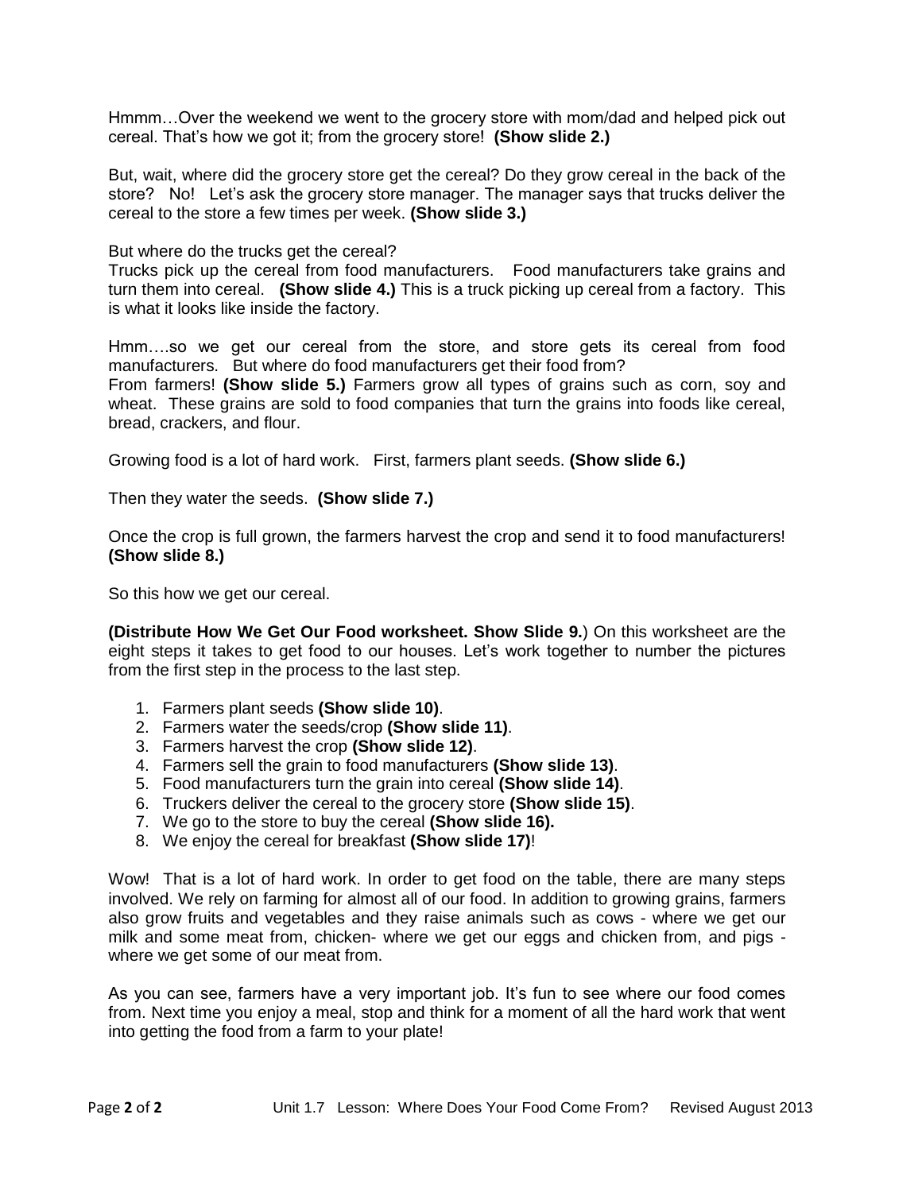Hmmm…Over the weekend we went to the grocery store with mom/dad and helped pick out cereal. That's how we got it; from the grocery store! **(Show slide 2.)**

But, wait, where did the grocery store get the cereal? Do they grow cereal in the back of the store? No! Let's ask the grocery store manager. The manager says that trucks deliver the cereal to the store a few times per week. **(Show slide 3.)**

But where do the trucks get the cereal?
Trucks pick up the cereal from food manufacturers. Food manufacturers take grains and turn them into cereal. **(Show slide 4.)** This is a truck picking up cereal from a factory. This is what it looks like inside the factory.

Hmm….so we get our cereal from the store, and store gets its cereal from food manufacturers. But where do food manufacturers get their food from?
From farmers! **(Show slide 5.)** Farmers grow all types of grains such as corn, soy and wheat. These grains are sold to food companies that turn the grains into foods like cereal, bread, crackers, and flour.

Growing food is a lot of hard work. First, farmers plant seeds. **(Show slide 6.)**

Then they water the seeds. **(Show slide 7.)**

Once the crop is full grown, the farmers harvest the crop and send it to food manufacturers! **(Show slide 8.)**

So this how we get our cereal.

**(Distribute How We Get Our Food worksheet. Show Slide 9.**) On this worksheet are the eight steps it takes to get food to our houses. Let's work together to number the pictures from the first step in the process to the last step.

1. Farmers plant seeds **(Show slide 10)**.
2. Farmers water the seeds/crop **(Show slide 11)**.
3. Farmers harvest the crop **(Show slide 12)**.
4. Farmers sell the grain to food manufacturers **(Show slide 13)**.
5. Food manufacturers turn the grain into cereal **(Show slide 14)**.
6. Truckers deliver the cereal to the grocery store **(Show slide 15)**.
7. We go to the store to buy the cereal **(Show slide 16).**
8. We enjoy the cereal for breakfast **(Show slide 17)**!

Wow! That is a lot of hard work. In order to get food on the table, there are many steps involved. We rely on farming for almost all of our food. In addition to growing grains, farmers also grow fruits and vegetables and they raise animals such as cows - where we get our milk and some meat from, chicken- where we get our eggs and chicken from, and pigs - where we get some of our meat from.

As you can see, farmers have a very important job. It's fun to see where our food comes from. Next time you enjoy a meal, stop and think for a moment of all the hard work that went into getting the food from a farm to your plate!